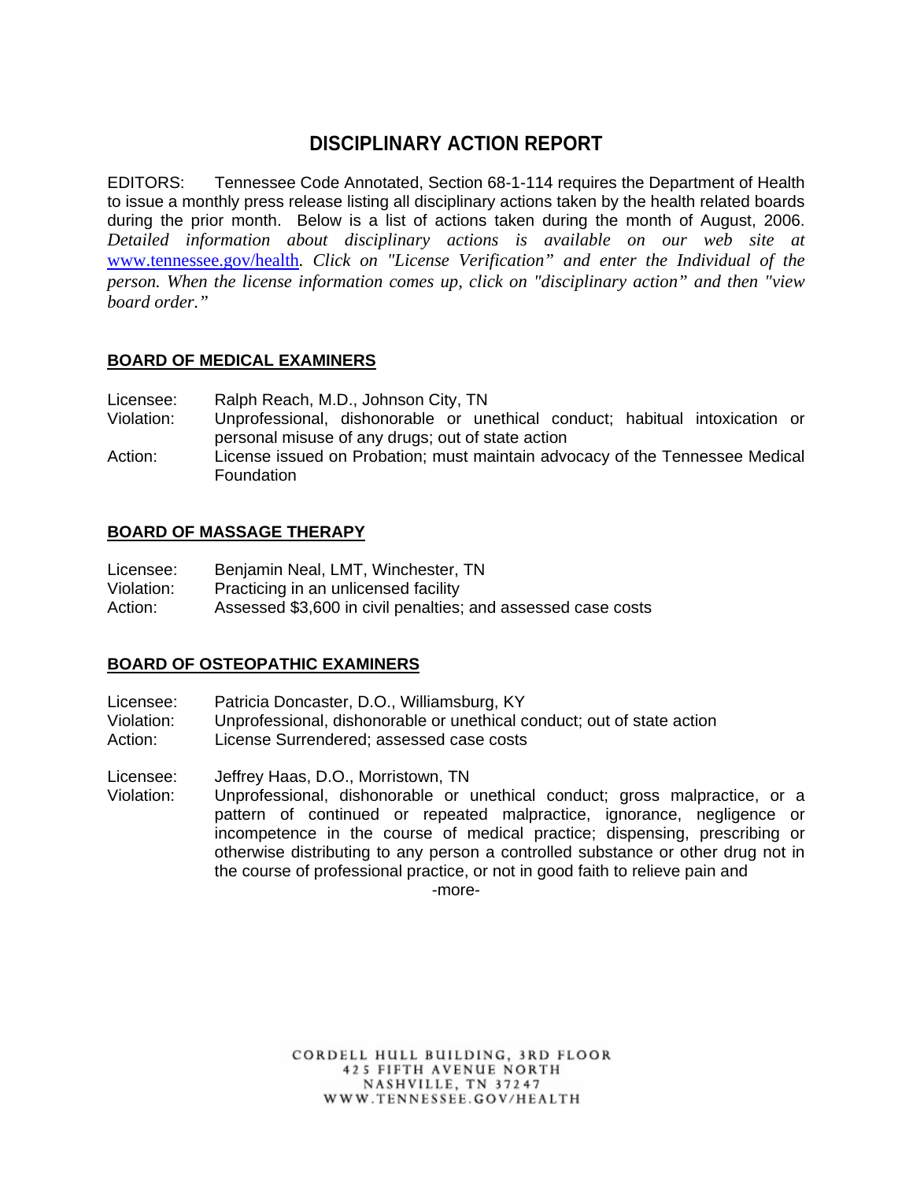# DISCIPLINARY ACTION REPORT

EDITORS: Tennessee Code Annotated, Section 68-1-114 requires the Department of Health to issue a monthly press release listing all disciplinary actions taken by the health related boards during the prior month. Below is a list of actions taken during the month of August, 2006. *Detailed information about disciplinary actions is available on our web site at [www.tennessee.gov/health](http://www.tennessee.gov/health). Click on "License Verification" and enter the Individual of the person. When the license information comes up, click on "disciplinary action" and then "view board order."*

## BOARD OF MEDICAL EXAMINERS

Licensee: Ralph Reach, M.D., Johnson City, TN
Violation: Unprofessional, dishonorable or unethical conduct; habitual intoxication or personal misuse of any drugs; out of state action
Action: License issued on Probation; must maintain advocacy of the Tennessee Medical Foundation

## BOARD OF MASSAGE THERAPY

Licensee: Benjamin Neal, LMT, Winchester, TN
Violation: Practicing in an unlicensed facility
Action: Assessed $3,600 in civil penalties; and assessed case costs

## BOARD OF OSTEOPATHIC EXAMINERS

Licensee: Patricia Doncaster, D.O., Williamsburg, KY
Violation: Unprofessional, dishonorable or unethical conduct; out of state action
Action: License Surrendered; assessed case costs

Licensee: Jeffrey Haas, D.O., Morristown, TN
Violation: Unprofessional, dishonorable or unethical conduct; gross malpractice, or a pattern of continued or repeated malpractice, ignorance, negligence or incompetence in the course of medical practice; dispensing, prescribing or otherwise distributing to any person a controlled substance or other drug not in the course of professional practice, or not in good faith to relieve pain and

-more-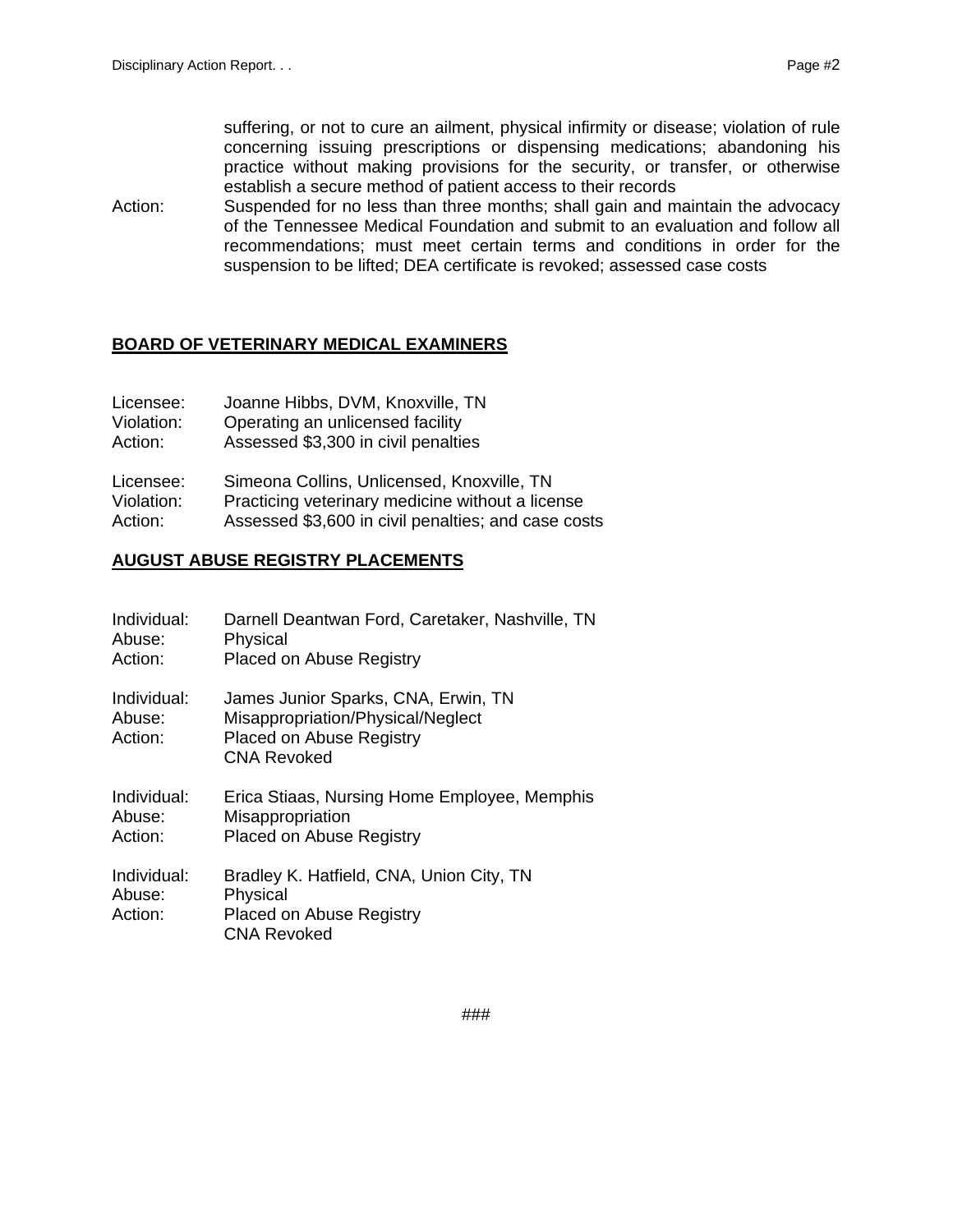suffering, or not to cure an ailment, physical infirmity or disease; violation of rule concerning issuing prescriptions or dispensing medications; abandoning his practice without making provisions for the security, or transfer, or otherwise establish a secure method of patient access to their records

Action: Suspended for no less than three months; shall gain and maintain the advocacy of the Tennessee Medical Foundation and submit to an evaluation and follow all recommendations; must meet certain terms and conditions in order for the suspension to be lifted; DEA certificate is revoked; assessed case costs

## BOARD OF VETERINARY MEDICAL EXAMINERS

Licensee: Joanne Hibbs, DVM, Knoxville, TN
Violation: Operating an unlicensed facility
Action: Assessed $3,300 in civil penalties

Licensee: Simeona Collins, Unlicensed, Knoxville, TN
Violation: Practicing veterinary medicine without a license
Action: Assessed $3,600 in civil penalties; and case costs

## AUGUST ABUSE REGISTRY PLACEMENTS

Individual: Darnell Deantwan Ford, Caretaker, Nashville, TN
Abuse: Physical
Action: Placed on Abuse Registry

Individual: James Junior Sparks, CNA, Erwin, TN
Abuse: Misappropriation/Physical/Neglect
Action: Placed on Abuse Registry
CNA Revoked

Individual: Erica Stiaas, Nursing Home Employee, Memphis
Abuse: Misappropriation
Action: Placed on Abuse Registry

Individual: Bradley K. Hatfield, CNA, Union City, TN
Abuse: Physical
Action: Placed on Abuse Registry
CNA Revoked

###